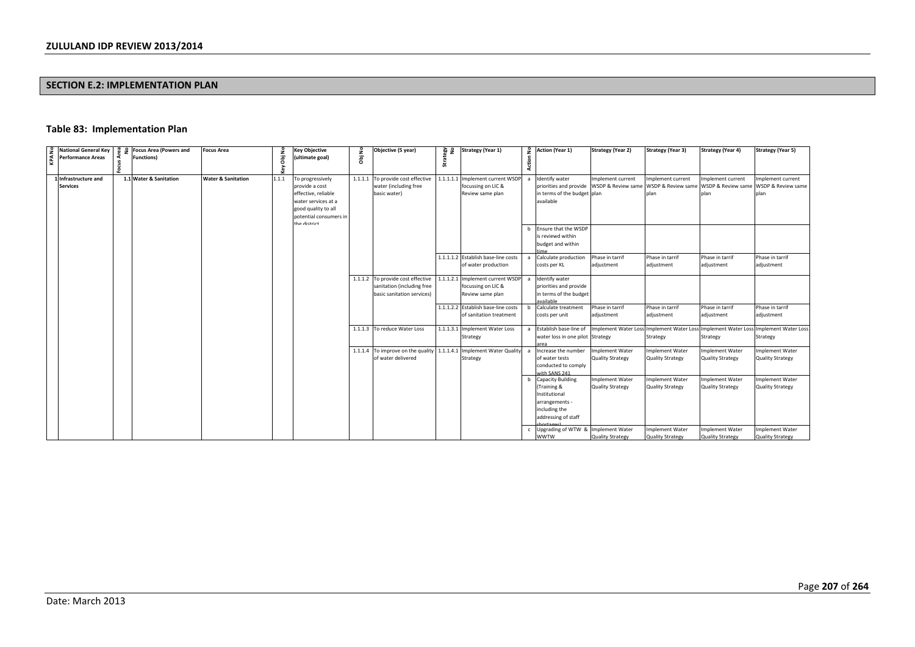## SECTION E.2: IMPLEMENTATION PLAN

### Table 83: Implementation Plan

| KPA No | National General Key Performance Areas | Focus Area No | Focus Area (Powers and Functions) | Focus Area | Key Obj No | Key Objective (ultimate goal) | Obj No | Objective (5 year) | Strategy No | Strategy (Year 1) | Action No | Action (Year 1) | Strategy (Year 2) | Strategy (Year 3) | Strategy (Year 4) | Strategy (Year 5) |
|---|---|---|---|---|---|---|---|---|---|---|---|---|---|---|---|---|
| 1 | Infrastructure and Services | 1.1 | Water & Sanitation | Water & Sanitation | 1.1.1 | To progressively provide a cost effective, reliable water services at a good quality to all potential consumers in the district | 1.1.1.1 | To provide cost effective water (including free basic water) | 1.1.1.1.1 | Implement current WSDP focussing on LIC & Review same plan | a | Identify water priorities and provide in terms of the budget available | Implement current WSDP & Review same plan | Implement current WSDP & Review same plan | Implement current WSDP & Review same plan | Implement current WSDP & Review same plan |
| | | | | | | | | | | | b | Ensure that the WSDP is reviewd within budget and within time | | | | |
| | | | | | | | | | 1.1.1.1.2 | Establish base-line costs of water production | a | Calculate production costs per KL | Phase in tarrif adjustment | Phase in tarrif adjustment | Phase in tarrif adjustment | Phase in tarrif adjustment |
| | | | | | | | 1.1.1.2 | To provide cost effective sanitation (including free basic sanitation services) | 1.1.1.2.1 | Implement current WSDP focussing on LIC & Review same plan | a | Identify water priorities and provide in terms of the budget available | | | | |
| | | | | | | | | | 1.1.1.2.2 | Establish base-line costs of sanitation treatment | b | Calculate treatment costs per unit | Phase in tarrif adjustment | Phase in tarrif adjustment | Phase in tarrif adjustment | Phase in tarrif adjustment |
| | | | | | | | 1.1.1.3 | To reduce Water Loss | 1.1.1.3.1 | Implement Water Loss Strategy | a | Establish base-line of water loss in one pilot area | Implement Water Loss Strategy | Implement Water Loss Strategy | Implement Water Loss Strategy | Implement Water Loss Strategy |
| | | | | | | | 1.1.1.4 | To improve on the quality of water delivered | 1.1.1.4.1 | Implement Water Quality Strategy | a | Increase the number of water tests conducted to comply with SANS 241 | Implement Water Quality Strategy | Implement Water Quality Strategy | Implement Water Quality Strategy | Implement Water Quality Strategy |
| | | | | | | | | | | | b | Capacity Building (Training & Institutional arrangements - including the addressing of staff shortages) | Implement Water Quality Strategy | Implement Water Quality Strategy | Implement Water Quality Strategy | Implement Water Quality Strategy |
| | | | | | | | | | | | c | Upgrading of WTW & WWTW | Implement Water Quality Strategy | Implement Water Quality Strategy | Implement Water Quality Strategy | Implement Water Quality Strategy |

Date: March 2013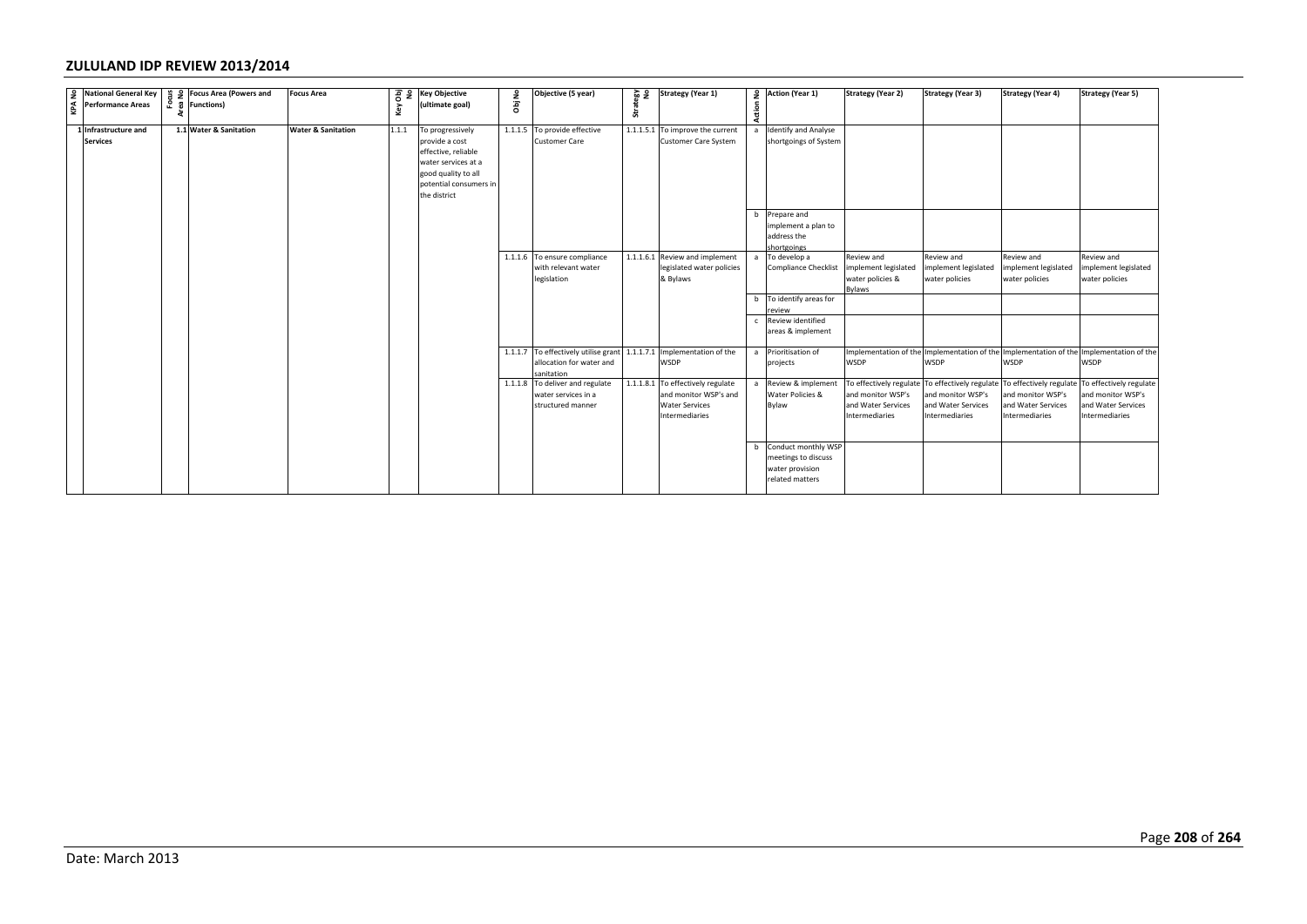## ZULULAND IDP REVIEW 2013/2014

| KPA No | National General Key Performance Areas | Focus Area No | Focus Area (Powers and Functions) | Focus Area | Key Obj No | Key Objective (ultimate goal) | Obj No | Objective (5 year) | Strategy No | Strategy (Year 1) | Action No | Action (Year 1) | Strategy (Year 2) | Strategy (Year 3) | Strategy (Year 4) | Strategy (Year 5) |
|---|---|---|---|---|---|---|---|---|---|---|---|---|---|---|---|---|
| 1 | Infrastructure and Services | 1.1 | Water & Sanitation | Water & Sanitation | 1.1.1 | To progressively provide a cost effective, reliable water services at a good quality to all potential consumers in the district | 1.1.1.5 | To provide effective Customer Care | 1.1.1.5.1 | To improve the current Customer Care System | a | Identify and Analyse shortgoings of System | | | | |
| | | | | | | | | | | | b | Prepare and implement a plan to address the shortgoings | | | | |
| | | | | | | | 1.1.1.6 | To ensure compliance with relevant water legislation | 1.1.1.6.1 | Review and implement legislated water policies & Bylaws | a | To develop a Compliance Checklist | Review and implement legislated water policies & Bylaws | Review and implement legislated water policies | Review and implement legislated water policies | Review and implement legislated water policies |
| | | | | | | | | | | | b | To identify areas for review | | | | |
| | | | | | | | | | | | c | Review identified areas & implement | | | | |
| | | | | | | | 1.1.1.7 | To effectively utilise grant allocation for water and sanitation | 1.1.1.7.1 | Implementation of the WSDP | a | Prioritisation of projects | Implementation of the WSDP | Implementation of the WSDP | Implementation of the WSDP | Implementation of the WSDP |
| | | | | | | | 1.1.1.8 | To deliver and regulate water services in a structured manner | 1.1.1.8.1 | To effectively regulate and monitor WSP's and Water Services Intermediaries | a | Review & implement Water Policies & Bylaw | To effectively regulate and monitor WSP's and Water Services Intermediaries | To effectively regulate and monitor WSP's and Water Services Intermediaries | To effectively regulate and monitor WSP's and Water Services Intermediaries | To effectively regulate and monitor WSP's and Water Services Intermediaries |
| | | | | | | | | | | | b | Conduct monthly WSP meetings to discuss water provision related matters | | | | |

Date: March 2013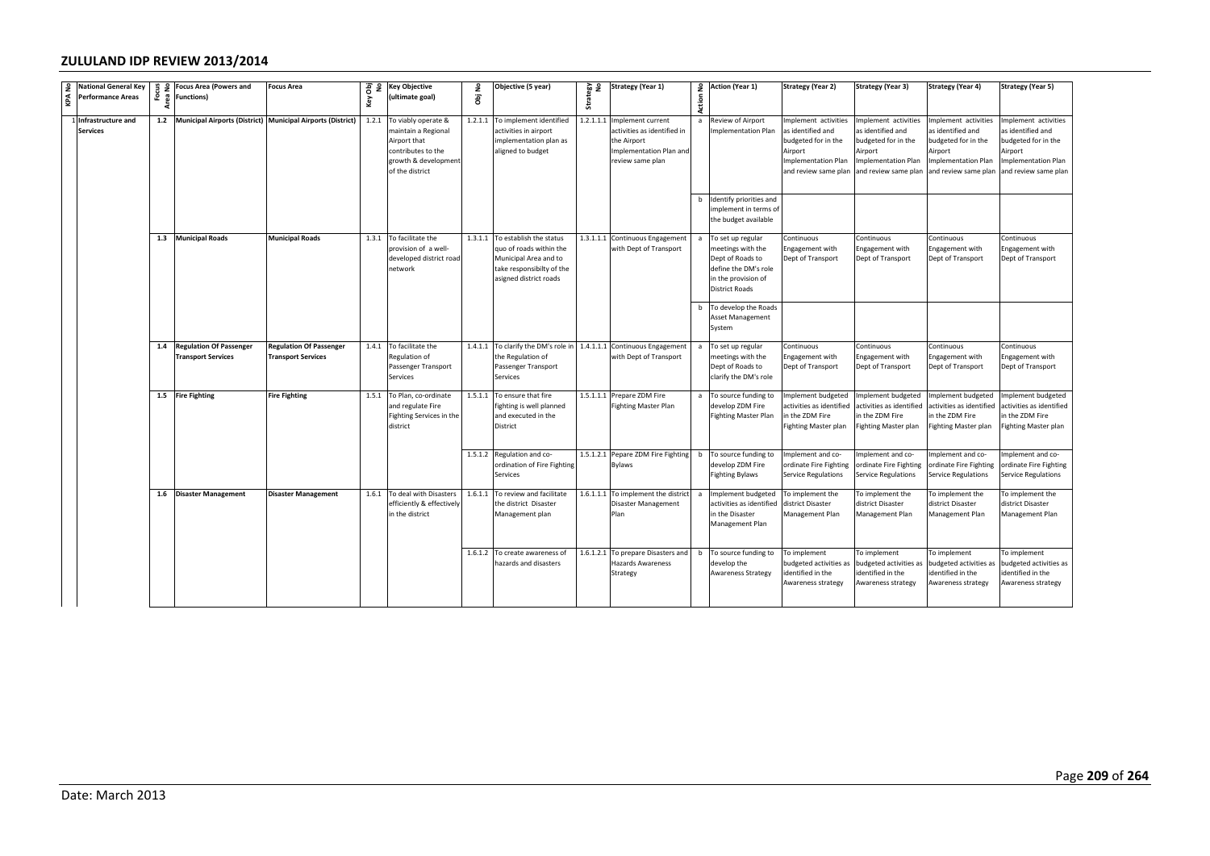## ZULULAND IDP REVIEW 2013/2014

| KPA No | National General Key Performance Areas | Focus Area No | Focus Area (Powers and Functions) | Focus Area | Key Obj No | Key Objective (ultimate goal) | Obj No | Objective (5 year) | Strategy No | Strategy (Year 1) | Action No | Action (Year 1) | Strategy (Year 2) | Strategy (Year 3) | Strategy (Year 4) | Strategy (Year 5) |
|---|---|---|---|---|---|---|---|---|---|---|---|---|---|---|---|---|
| 1 | Infrastructure and Services | 1.2 | Municipal Airports (District) | Municipal Airports (District) | 1.2.1 | To viably operate & maintain a Regional Airport that contributes to the growth & development of the district | 1.2.1.1 | To implement identified activities in airport implementation plan as aligned to budget | 1.2.1.1.1 | Implement current activities as identified in the Airport Implementation Plan and review same plan | a | Review of Airport Implementation Plan | Implement activities as identified and budgeted for in the Airport Implementation Plan and review same plan | Implement activities as identified and budgeted for in the Airport Implementation Plan and review same plan | Implement activities as identified and budgeted for in the Airport Implementation Plan and review same plan | Implement activities as identified and budgeted for in the Airport Implementation Plan and review same plan |
| | | | | | | | | | | | b | Identify priorities and implement in terms of the budget available | | | | |
| | | 1.3 | Municipal Roads | Municipal Roads | 1.3.1 | To facilitate the provision of a well-developed district road network | 1.3.1.1 | To establish the status quo of roads within the Municipal Area and to take responsibilty of the asigned district roads | 1.3.1.1.1 | Continuous Engagement with Dept of Transport | a | To set up regular meetings with the Dept of Roads to define the DM's role in the provision of District Roads | Continuous Engagement with Dept of Transport | Continuous Engagement with Dept of Transport | Continuous Engagement with Dept of Transport | Continuous Engagement with Dept of Transport |
| | | | | | | | | | | | b | To develop the Roads Asset Management System | | | | |
| | | 1.4 | Regulation Of Passenger Transport Services | Regulation Of Passenger Transport Services | 1.4.1 | To facilitate the Regulation of Passenger Transport Services | 1.4.1.1 | To clarify the DM's role in the Regulation of Passenger Transport Services | 1.4.1.1.1 | Continuous Engagement with Dept of Transport | a | To set up regular meetings with the Dept of Roads to clarify the DM's role | Continuous Engagement with Dept of Transport | Continuous Engagement with Dept of Transport | Continuous Engagement with Dept of Transport | Continuous Engagement with Dept of Transport |
| | | 1.5 | Fire Fighting | Fire Fighting | 1.5.1 | To Plan, co-ordinate and regulate Fire Fighting Services in the district | 1.5.1.1 | To ensure that fire fighting is well planned and executed in the District | 1.5.1.1.1 | Prepare ZDM Fire Fighting Master Plan | a | To source funding to develop ZDM Fire Fighting Master Plan | Implement budgeted activities as identified in the ZDM Fire Fighting Master plan | Implement budgeted activities as identified in the ZDM Fire Fighting Master plan | Implement budgeted activities as identified in the ZDM Fire Fighting Master plan | Implement budgeted activities as identified in the ZDM Fire Fighting Master plan |
| | | | | | | | 1.5.1.2 | Regulation and co-ordination of Fire Fighting Services | 1.5.1.2.1 | Pepare ZDM Fire Fighting Bylaws | b | To source funding to develop ZDM Fire Fighting Bylaws | Implement and co-ordinate Fire Fighting Service Regulations | Implement and co-ordinate Fire Fighting Service Regulations | Implement and co-ordinate Fire Fighting Service Regulations | Implement and co-ordinate Fire Fighting Service Regulations |
| | | 1.6 | Disaster Management | Disaster Management | 1.6.1 | To deal with Disasters efficiently & effectively in the district | 1.6.1.1 | To review and facilitate the district Disaster Management plan | 1.6.1.1.1 | To implement the district Disaster Management Plan | a | Implement budgeted activities as identified in the Disaster Management Plan | To implement the district Disaster Management Plan | To implement the district Disaster Management Plan | To implement the district Disaster Management Plan | To implement the district Disaster Management Plan |
| | | | | | | | 1.6.1.2 | To create awareness of hazards and disasters | 1.6.1.2.1 | To prepare Disasters and Hazards Awareness Strategy | b | To source funding to develop the Awareness Strategy | To implement budgeted activities as identified in the Awareness strategy | To implement budgeted activities as identified in the Awareness strategy | To implement budgeted activities as identified in the Awareness strategy | To implement budgeted activities as identified in the Awareness strategy |

Date: March 2013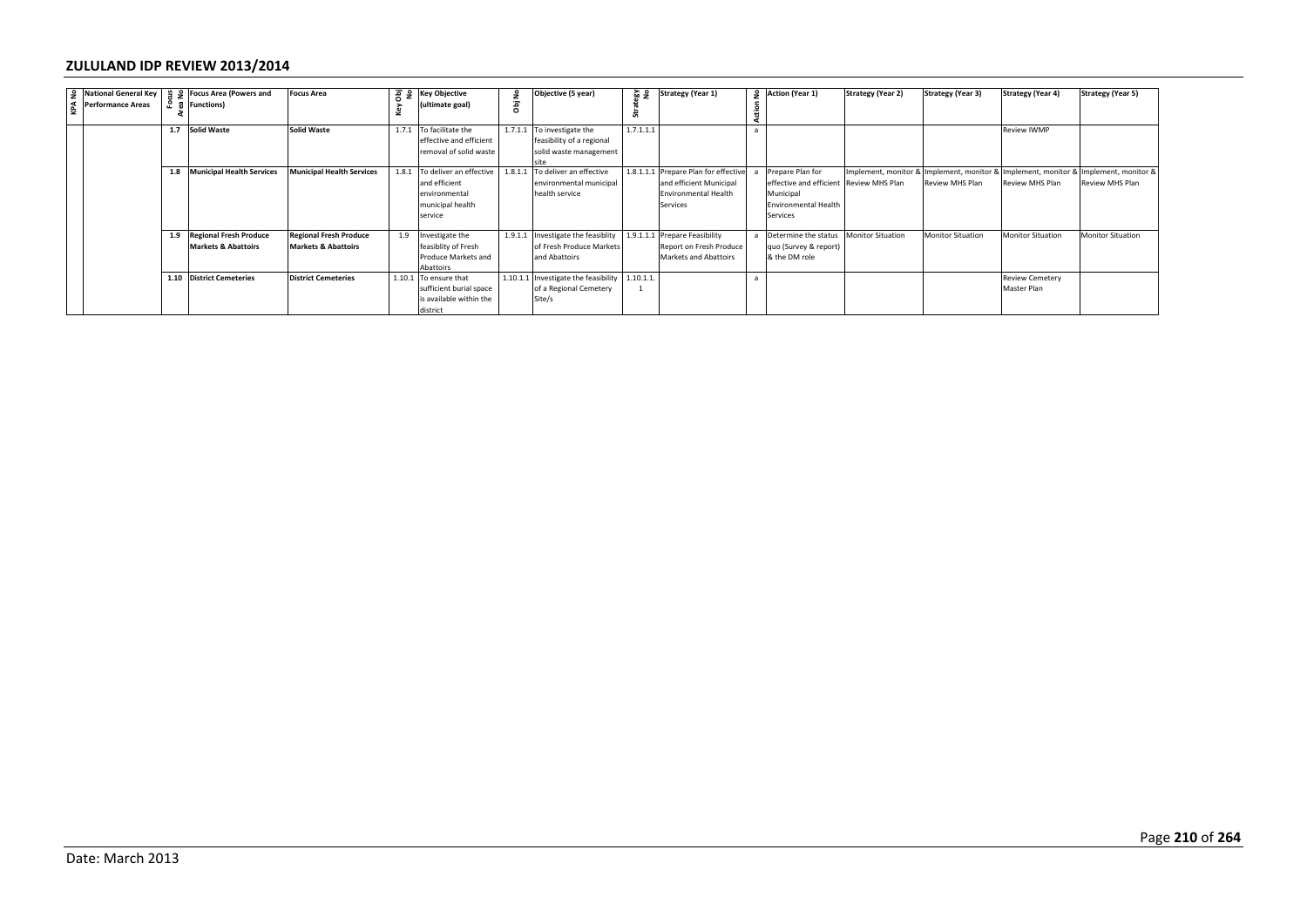## ZULULAND IDP REVIEW 2013/2014

| KPA No | National General Key Performance Areas | Focus Area No | Focus Area (Powers and Functions) | Focus Area | Key Obj No | Key Objective (ultimate goal) | Obj No | Objective (5 year) | Strategy No | Strategy (Year 1) | Action No | Action (Year 1) | Strategy (Year 2) | Strategy (Year 3) | Strategy (Year 4) | Strategy (Year 5) |
|---|---|---|---|---|---|---|---|---|---|---|---|---|---|---|---|---|
| | | 1.7 | **Solid Waste** | **Solid Waste** | 1.7.1 | To facilitate the effective and efficient removal of solid waste | 1.7.1.1 | To investigate the feasibility of a regional solid waste management site | 1.7.1.1.1 | | a | | | | Review IWMP | |
| | | 1.8 | **Municipal Health Services** | **Municipal Health Services** | 1.8.1 | To deliver an effective and efficient environmental municipal health service | 1.8.1.1 | To deliver an effective environmental municipal health service | 1.8.1.1.1 | Prepare Plan for effective and efficient Municipal Environmental Health Services | a | Prepare Plan for effective and efficient Municipal Environmental Health Services | Implement, monitor & Review MHS Plan | Implement, monitor & Review MHS Plan | Implement, monitor & Review MHS Plan | Implement, monitor & Review MHS Plan |
| | | 1.9 | **Regional Fresh Produce Markets & Abattoirs** | **Regional Fresh Produce Markets & Abattoirs** | 1.9 | Investigate the feasiblity of Fresh Produce Markets and Abattoirs | 1.9.1.1 | Investigate the feasiblity of Fresh Produce Markets and Abattoirs | 1.9.1.1.1 | Prepare Feasibility Report on Fresh Produce Markets and Abattoirs | a | Determine the status quo (Survey & report) & the DM role | Monitor Situation | Monitor Situation | Monitor Situation | Monitor Situation |
| | | 1.10 | **District Cemeteries** | **District Cemeteries** | 1.10.1 | To ensure that sufficient burial space is available within the district | 1.10.1.1 | Investigate the feasibility of a Regional Cemetery Site/s | 1.10.1.1.1 | | a | | | | Review Cemetery Master Plan | |

Date: March 2013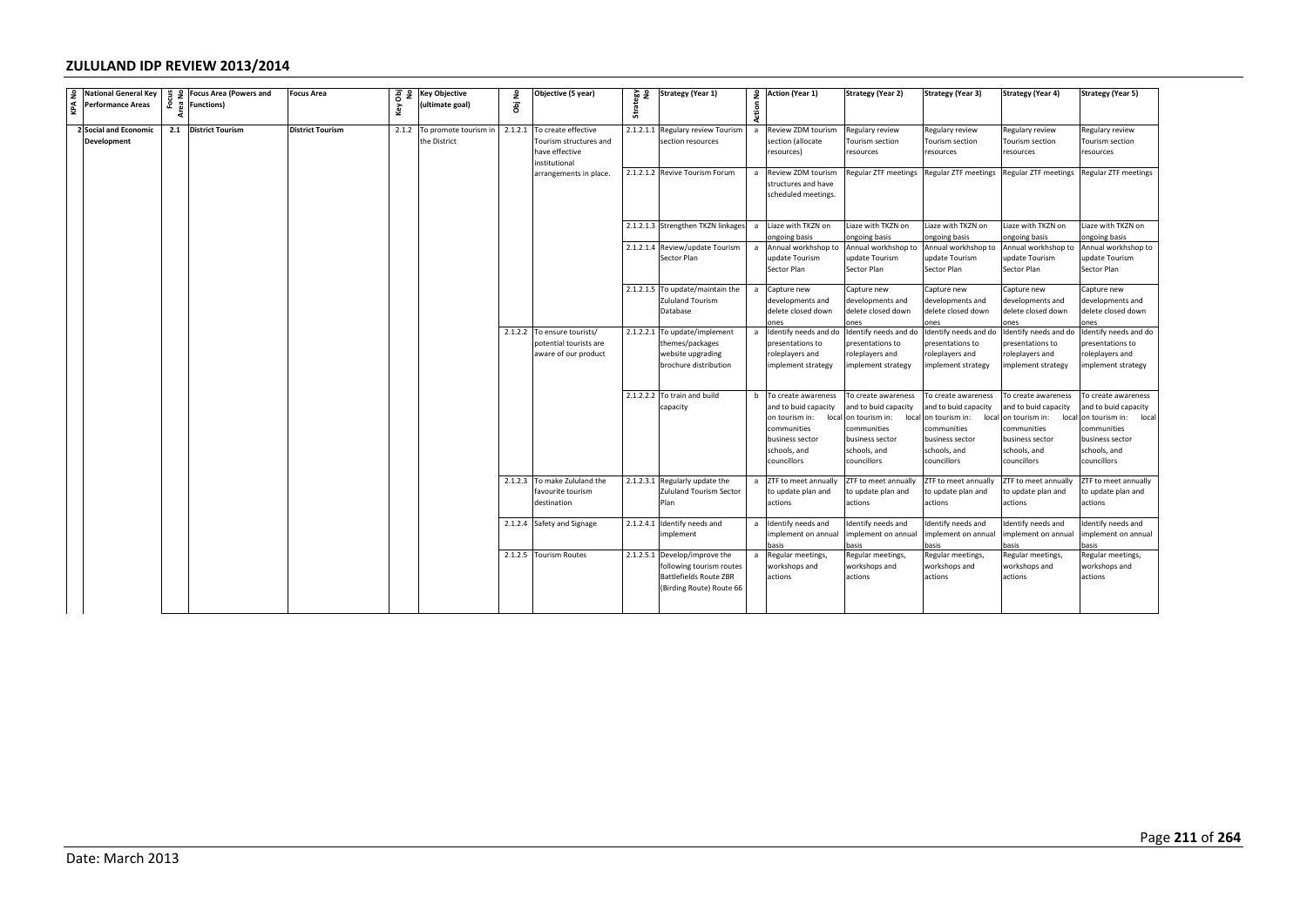## ZULULAND IDP REVIEW 2013/2014

| KPA No | National General Key Performance Areas | Focus Area No | Focus Area (Powers and Functions) | Focus Area | Key Obj No | Key Objective (ultimate goal) | Obj No | Objective (5 year) | Strategy No | Strategy (Year 1) | Action No | Action (Year 1) | Strategy (Year 2) | Strategy (Year 3) | Strategy (Year 4) | Strategy (Year 5) |
|---|---|---|---|---|---|---|---|---|---|---|---|---|---|---|---|---|
| 2 | Social and Economic Development | 2.1 | District Tourism | District Tourism | 2.1.2 | To promote tourism in the District | 2.1.2.1 | To create effective Tourism structures and have effective institutional arrangements in place. | 2.1.2.1.1 | Regulary review Tourism section resources | a | Review ZDM tourism section (allocate resources) | Regulary review Tourism section resources | Regulary review Tourism section resources | Regulary review Tourism section resources | Regulary review Tourism section resources |
| | | | | | | | | | 2.1.2.1.2 | Revive Tourism Forum | a | Review ZDM tourism structures and have scheduled meetings. | Regular ZTF meetings | Regular ZTF meetings | Regular ZTF meetings | Regular ZTF meetings |
| | | | | | | | | | 2.1.2.1.3 | Strengthen TKZN linkages | a | Liaze with TKZN on ongoing basis | Liaze with TKZN on ongoing basis | Liaze with TKZN on ongoing basis | Liaze with TKZN on ongoing basis | Liaze with TKZN on ongoing basis |
| | | | | | | | | | 2.1.2.1.4 | Review/update Tourism Sector Plan | a | Annual workhshop to update Tourism Sector Plan | Annual workhshop to update Tourism Sector Plan | Annual workhshop to update Tourism Sector Plan | Annual workhshop to update Tourism Sector Plan | Annual workhshop to update Tourism Sector Plan |
| | | | | | | | | | 2.1.2.1.5 | To update/maintain the Zululand Tourism Database | a | Capture new developments and delete closed down ones | Capture new developments and delete closed down ones | Capture new developments and delete closed down ones | Capture new developments and delete closed down ones | Capture new developments and delete closed down ones |
| | | | | | | | 2.1.2.2 | To ensure tourists/ potential tourists are aware of our product | 2.1.2.2.1 | To update/implement themes/packages website upgrading brochure distribution | a | Identify needs and do presentations to roleplayers and implement strategy | Identify needs and do presentations to roleplayers and implement strategy | Identify needs and do presentations to roleplayers and implement strategy | Identify needs and do presentations to roleplayers and implement strategy | Identify needs and do presentations to roleplayers and implement strategy |
| | | | | | | | | | 2.1.2.2.2 | To train and build capacity | b | To create awareness and to buid capacity on tourism in: local communities business sector schools, and councillors | To create awareness and to buid capacity on tourism in: local communities business sector schools, and councillors | To create awareness and to buid capacity on tourism in: local communities business sector schools, and councillors | To create awareness and to buid capacity on tourism in: local communities business sector schools, and councillors | To create awareness and to buid capacity on tourism in: local communities business sector schools, and councillors |
| | | | | | | | 2.1.2.3 | To make Zululand the favourite tourism destination | 2.1.2.3.1 | Regularly update the Zululand Tourism Sector Plan | a | ZTF to meet annually to update plan and actions | ZTF to meet annually to update plan and actions | ZTF to meet annually to update plan and actions | ZTF to meet annually to update plan and actions | ZTF to meet annually to update plan and actions |
| | | | | | | | 2.1.2.4 | Safety and Signage | 2.1.2.4.1 | Identify needs and implement | a | Identify needs and implement on annual basis | Identify needs and implement on annual basis | Identify needs and implement on annual basis | Identify needs and implement on annual basis | Identify needs and implement on annual basis |
| | | | | | | | 2.1.2.5 | Tourism Routes | 2.1.2.5.1 | Develop/improve the following tourism routes Battlefields Route ZBR (Birding Route) Route 66 | a | Regular meetings, workshops and actions | Regular meetings, workshops and actions | Regular meetings, workshops and actions | Regular meetings, workshops and actions | Regular meetings, workshops and actions |

Date: March 2013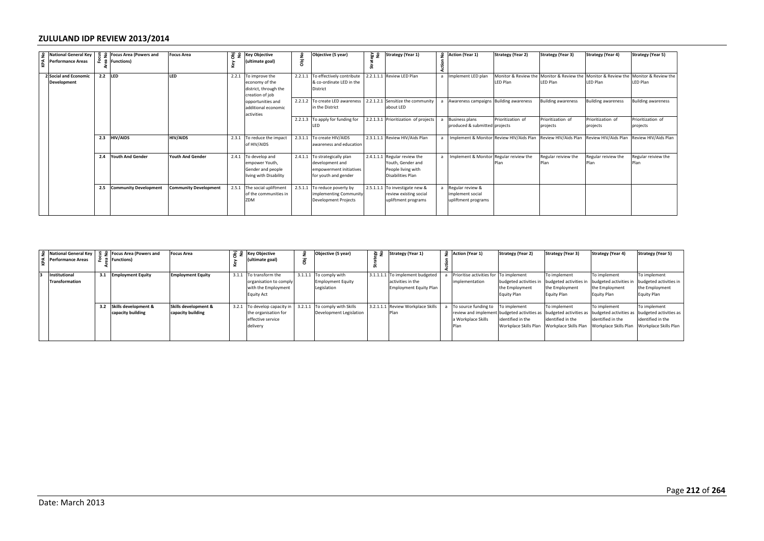## ZULULAND IDP REVIEW 2013/2014

| KPA No | National General Key Performance Areas | Focus Area No | Focus Area (Powers and Functions) | Focus Area | Key Obj No | Key Objective (ultimate goal) | Obj No | Objective (5 year) | Strategy No | Strategy (Year 1) | Action No | Action (Year 1) | Strategy (Year 2) | Strategy (Year 3) | Strategy (Year 4) | Strategy (Year 5) |
|---|---|---|---|---|---|---|---|---|---|---|---|---|---|---|---|---|
| 2 | Social and Economic Development | 2.2 | LED | LED | 2.2.1 | To improve the economy of the district, through the creation of job opportunities and additional economic activities | 2.2.1.1 | To effectively contribute & co-ordinate LED in the District | 2.2.1.1.1 | Review LED Plan | a | Implement LED plan | Monitor & Review the LED Plan | Monitor & Review the LED Plan | Monitor & Review the LED Plan | Monitor & Review the LED Plan |
| | | | | | | | 2.2.1.2 | To create LED awareness in the District | 2.2.1.2.1 | Sensitize the community about LED | a | Awareness campaigns | Building awareness | Building awareness | Building awareness | Building awareness |
| | | | | | | | 2.2.1.3 | To apply for funding for LED | 2.2.1.3.1 | Prioritization of projects | a | Business plans produced & submitted | Prioritization of projects | Prioritization of projects | Prioritization of projects | Prioritization of projects |
| | | 2.3 | HIV/AIDS | HIV/AIDS | 2.3.1 | To reduce the impact of HIV/AIDS | 2.3.1.1 | To create HIV/AIDS awareness and education | 2.3.1.1.1 | Review HIV/Aids Plan | a | Implement & Monitor | Review HIV/Aids Plan | Review HIV/Aids Plan | Review HIV/Aids Plan | Review HIV/Aids Plan |
| | | 2.4 | Youth And Gender | Youth And Gender | 2.4.1 | To develop and empower Youth, Gender and people living with Disability | 2.4.1.1 | To strategically plan development and empowerment initiatives for youth and gender | 2.4.1.1.1 | Regular review the Youth, Gender and People living with Disabilities Plan | a | Implement & Monitor | Regular reiview the Plan | Regular reiview the Plan | Regular reiview the Plan | Regular reiview the Plan |
| | | 2.5 | Community Development | Community Development | 2.5.1 | The social upliftment of the communities in ZDM | 2.5.1.1 | To reduce poverty by implementing Community Development Projects | 2.5.1.1.1 | To investigate new & review existing social upliftment programs | a | Regular review & implement social upliftment programs | | | | |

| KPA No | National General Key Performance Areas | Focus Area No | Focus Area (Powers and Functions) | Focus Area | Key Obj No | Key Objective (ultimate goal) | Obj No | Objective (5 year) | Strategy No | Strategy (Year 1) | Action No | Action (Year 1) | Strategy (Year 2) | Strategy (Year 3) | Strategy (Year 4) | Strategy (Year 5) |
|---|---|---|---|---|---|---|---|---|---|---|---|---|---|---|---|---|
| 3 | Institutional Transformation | 3.1 | Employment Equity | Employment Equity | 3.1.1 | To transform the organisation to comply with the Employment Equity Act | 3.1.1.1 | To comply with Employment Equity Legislation | 3.1.1.1.1 | To implement budgeted activities in the Employment Equity Plan | a | Prioritise activities for implementation | To implement budgeted activities in the Employment Equity Plan | To implement budgeted activities in the Employment Equity Plan | To implement budgeted activities in the Employment Equity Plan | To implement budgeted activities in the Employment Equity Plan |
| | | 3.2 | Skills development & capacity building | Skills development & capacity building | 3.2.1 | To develop capacity in the organisation for effective service delivery | 3.2.1.1 | To comply with Skills Development Legislation | 3.2.1.1.1 | Review Workplace Skills Plan | a | To source funding to review and implement a Workplace Skills Plan | To implement budgeted activities as identified in the Workplace Skills Plan | To implement budgeted activities as identified in the Workplace Skills Plan | To implement budgeted activities as identified in the Workplace Skills Plan | To implement budgeted activities as identified in the Workplace Skills Plan |

Date: March 2013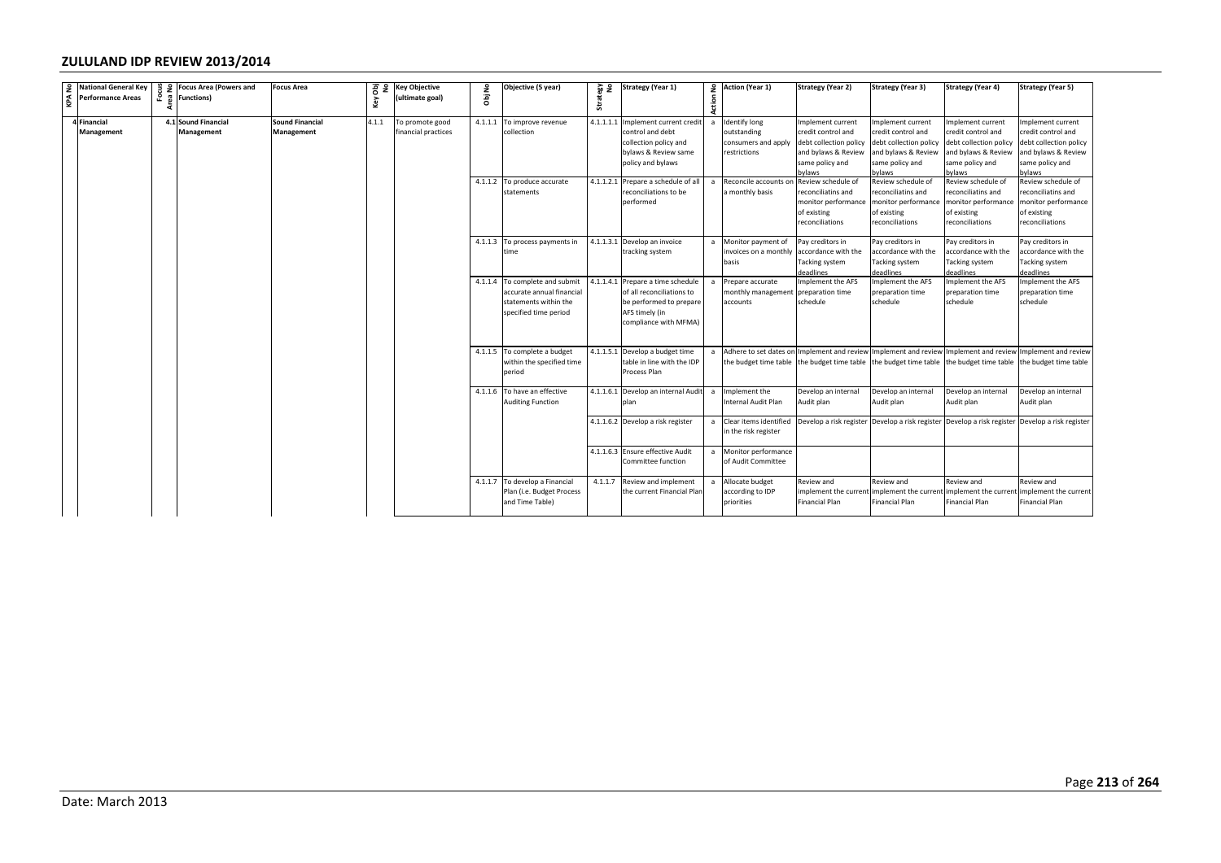## ZULULAND IDP REVIEW 2013/2014

| KPA No | National General Key Performance Areas | Focus Area No | Focus Area (Powers and Functions) | Focus Area | Key Obj No | Key Objective (ultimate goal) | Obj No | Objective (5 year) | Strategy No | Strategy (Year 1) | Action No | Action (Year 1) | Strategy (Year 2) | Strategy (Year 3) | Strategy (Year 4) | Strategy (Year 5) |
|---|---|---|---|---|---|---|---|---|---|---|---|---|---|---|---|---|
| 4 | **Financial Management** | 4.1 | **Sound Financial Management** | **Sound Financial Management** | 4.1.1 | To promote good financial practices | 4.1.1.1 | To improve revenue collection | 4.1.1.1.1 | Implement current credit control and debt collection policy and bylaws & Review same policy and bylaws | a | Identify long outstanding consumers and apply restrictions | Implement current credit control and debt collection policy and bylaws & Review same policy and bylaws | Implement current credit control and debt collection policy and bylaws & Review same policy and bylaws | Implement current credit control and debt collection policy and bylaws & Review same policy and bylaws | Implement current credit control and debt collection policy and bylaws & Review same policy and bylaws |
| | | | | | | | 4.1.1.2 | To produce accurate statements | 4.1.1.2.1 | Prepare a schedule of all reconciliations to be performed | a | Reconcile accounts on a monthly basis | Review schedule of reconciliatins and monitor performance of existing reconciliations | Review schedule of reconciliatins and monitor performance of existing reconciliations | Review schedule of reconciliatins and monitor performance of existing reconciliations | Review schedule of reconciliatins and monitor performance of existing reconciliations |
| | | | | | | | 4.1.1.3 | To process payments in time | 4.1.1.3.1 | Develop an invoice tracking system | a | Monitor payment of invoices on a monthly basis | Pay creditors in accordance with the Tacking system deadlines | Pay creditors in accordance with the Tacking system deadlines | Pay creditors in accordance with the Tacking system deadlines | Pay creditors in accordance with the Tacking system deadlines |
| | | | | | | | 4.1.1.4 | To complete and submit accurate annual financial statements within the specified time period | 4.1.1.4.1 | Prepare a time schedule of all reconciliations to be performed to prepare AFS timely (in compliance with MFMA) | a | Prepare accurate monthly management accounts | Implement the AFS preparation time schedule | Implement the AFS preparation time schedule | Implement the AFS preparation time schedule | Implement the AFS preparation time schedule |
| | | | | | | | 4.1.1.5 | To complete a budget within the specified time period | 4.1.1.5.1 | Develop a budget time table in line with the IDP Process Plan | a | Adhere to set dates on the budget time table | Implement and review the budget time table | Implement and review the budget time table | Implement and review the budget time table | Implement and review the budget time table |
| | | | | | | | 4.1.1.6 | To have an effective Auditing Function | 4.1.1.6.1 | Develop an internal Audit plan | a | Implement the Internal Audit Plan | Develop an internal Audit plan | Develop an internal Audit plan | Develop an internal Audit plan | Develop an internal Audit plan |
| | | | | | | | | | 4.1.1.6.2 | Develop a risk register | a | Clear items identified in the risk register | Develop a risk register | Develop a risk register | Develop a risk register | Develop a risk register |
| | | | | | | | | | 4.1.1.6.3 | Ensure effective Audit Committee function | a | Monitor performance of Audit Committee | | | | |
| | | | | | | | 4.1.1.7 | To develop a Financial Plan (i.e. Budget Process and Time Table) | 4.1.1.7 | Review and implement the current Financial Plan | a | Allocate budget according to IDP priorities | Review and implement the current Financial Plan | Review and implement the current Financial Plan | Review and implement the current Financial Plan | Review and implement the current Financial Plan |

Date: March 2013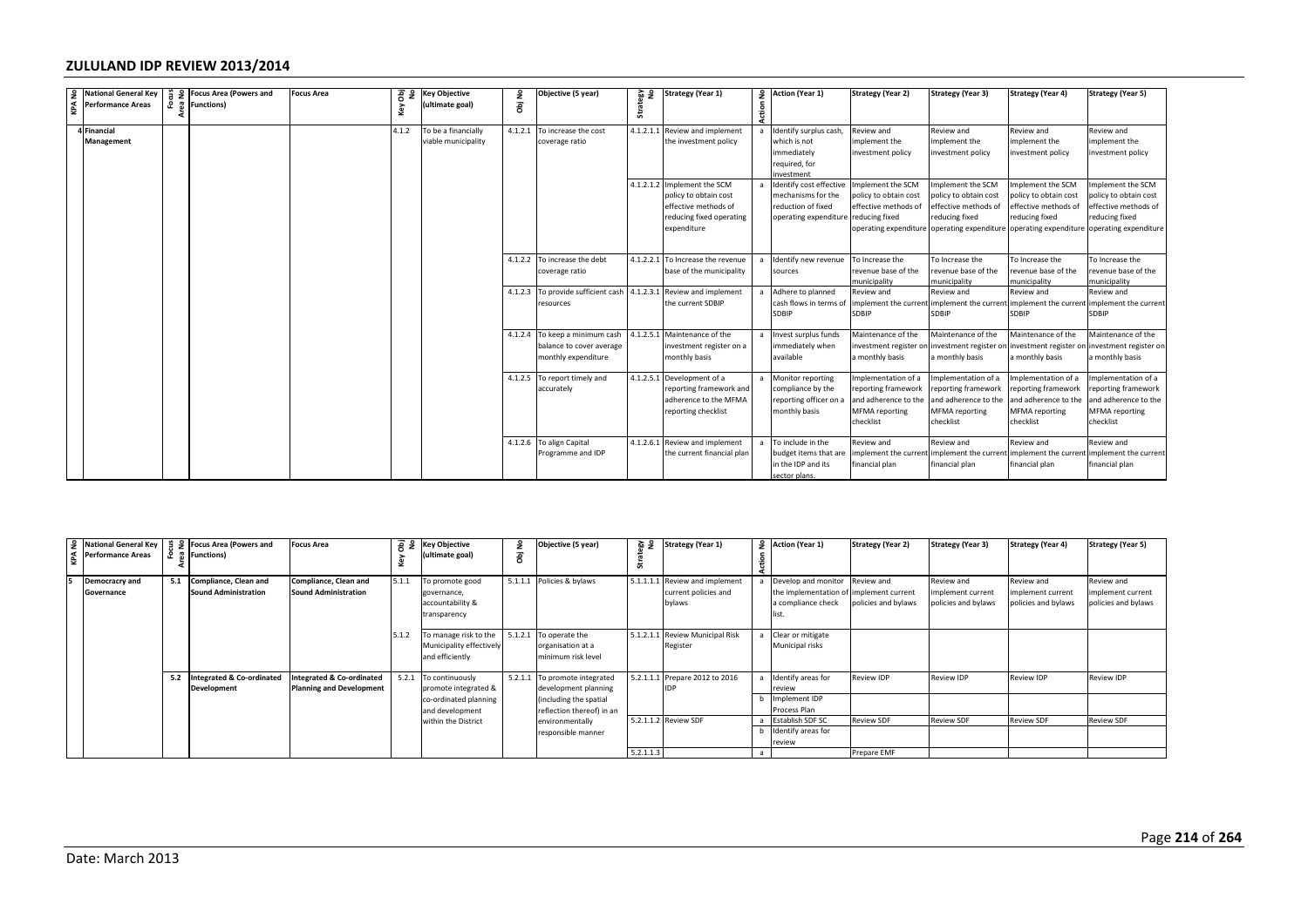## ZULULAND IDP REVIEW 2013/2014

| KPA No | National General Key Performance Areas | Focus Area No | Focus Area (Powers and Functions) | Focus Area | Key Obj No | Key Objective (ultimate goal) | Obj No | Objective (5 year) | Strategy No | Strategy (Year 1) | Action No | Action (Year 1) | Strategy (Year 2) | Strategy (Year 3) | Strategy (Year 4) | Strategy (Year 5) |
|---|---|---|---|---|---|---|---|---|---|---|---|---|---|---|---|---|
| 4 | Financial Management | | | | 4.1.2 | To be a financially viable municipality | 4.1.2.1 | To increase the cost coverage ratio | 4.1.2.1.1 | Review and implement the investment policy | a | Identify surplus cash, which is not immediately required, for investment | Review and implement the investment policy | Review and implement the investment policy | Review and implement the investment policy | Review and implement the investment policy |
| | | | | | | | | | 4.1.2.1.2 | Implement the SCM policy to obtain cost effective methods of reducing fixed operating expenditure | a | Identify cost effective mechanisms for the reduction of fixed operating expenditure | Implement the SCM policy to obtain cost effective methods of reducing fixed operating expenditure | Implement the SCM policy to obtain cost effective methods of reducing fixed operating expenditure | Implement the SCM policy to obtain cost effective methods of reducing fixed operating expenditure | Implement the SCM policy to obtain cost effective methods of reducing fixed operating expenditure |
| | | | | | | | 4.1.2.2 | To increase the debt coverage ratio | 4.1.2.2.1 | To Increase the revenue base of the municipality | a | Identify new revenue sources | To Increase the revenue base of the municipality | To Increase the revenue base of the municipality | To Increase the revenue base of the municipality | To Increase the revenue base of the municipality |
| | | | | | | | 4.1.2.3 | To provide sufficient cash resources | 4.1.2.3.1 | Review and implement the current SDBIP | a | Adhere to planned cash flows in terms of SDBIP | Review and implement the current SDBIP | Review and implement the current SDBIP | Review and implement the current SDBIP | Review and implement the current SDBIP |
| | | | | | | | 4.1.2.4 | To keep a minimum cash balance to cover average monthly expenditure | 4.1.2.5.1 | Maintenance of the investment register on a monthly basis | a | Invest surplus funds immediately when available | Maintenance of the investment register on a monthly basis | Maintenance of the investment register on a monthly basis | Maintenance of the investment register on a monthly basis | Maintenance of the investment register on a monthly basis |
| | | | | | | | 4.1.2.5 | To report timely and accurately | 4.1.2.5.1 | Development of a reporting framework and adherence to the MFMA reporting checklist | a | Monitor reporting compliance by the reporting officer on a monthly basis | Implementation of a reporting framework and adherence to the MFMA reporting checklist | Implementation of a reporting framework and adherence to the MFMA reporting checklist | Implementation of a reporting framework and adherence to the MFMA reporting checklist | Implementation of a reporting framework and adherence to the MFMA reporting checklist |
| | | | | | | | 4.1.2.6 | To align Capital Programme and IDP | 4.1.2.6.1 | Review and implement the current financial plan | a | To include in the budget items that are in the IDP and its sector plans. | Review and implement the current financial plan | Review and implement the current financial plan | Review and implement the current financial plan | Review and implement the current financial plan |

| KPA No | National General Key Performance Areas | Focus Area No | Focus Area (Powers and Functions) | Focus Area | Key Obj No | Key Objective (ultimate goal) | Obj No | Objective (5 year) | Strategy No | Strategy (Year 1) | Action No | Action (Year 1) | Strategy (Year 2) | Strategy (Year 3) | Strategy (Year 4) | Strategy (Year 5) |
|---|---|---|---|---|---|---|---|---|---|---|---|---|---|---|---|---|
| 5 | Democracry and Governance | 5.1 | Compliance, Clean and Sound Administration | Compliance, Clean and Sound Administration | 5.1.1 | To promote good governance, accountability & transparency | 5.1.1.1 | Policies & bylaws | 5.1.1.1.1 | Review and implement current policies and bylaws | a | Develop and monitor the implementation of a compliance check list. | Review and implement current policies and bylaws | Review and implement current policies and bylaws | Review and implement current policies and bylaws | Review and implement current policies and bylaws |
| | | | | | 5.1.2 | To manage risk to the Municipality effectively and efficiently | 5.1.2.1 | To operate the organisation at a minimum risk level | 5.1.2.1.1 | Review Municipal Risk Register | a | Clear or mitigate Municipal risks | | | | |
| | | 5.2 | Integrated & Co-ordinated Development | Integrated & Co-ordinated Planning and Development | 5.2.1 | To continuously promote integrated & co-ordinated planning and development within the District | 5.2.1.1 | To promote integrated development planning (including the spatial reflection thereof) in an environmentally responsible manner | 5.2.1.1.1 | Prepare 2012 to 2016 IDP | a | Identify areas for review | Review IDP | Review IDP | Review IDP | Review IDP |
| | | | | | | | | | | | b | Implement IDP Process Plan | | | | |
| | | | | | | | | | 5.2.1.1.2 | Review SDF | a | Establish SDF SC | Review SDF | Review SDF | Review SDF | Review SDF |
| | | | | | | | | | | | b | Identify areas for review | | | | |
| | | | | | | | | | 5.2.1.1.3 | | a | | Prepare EMF | | | |

Date: March 2013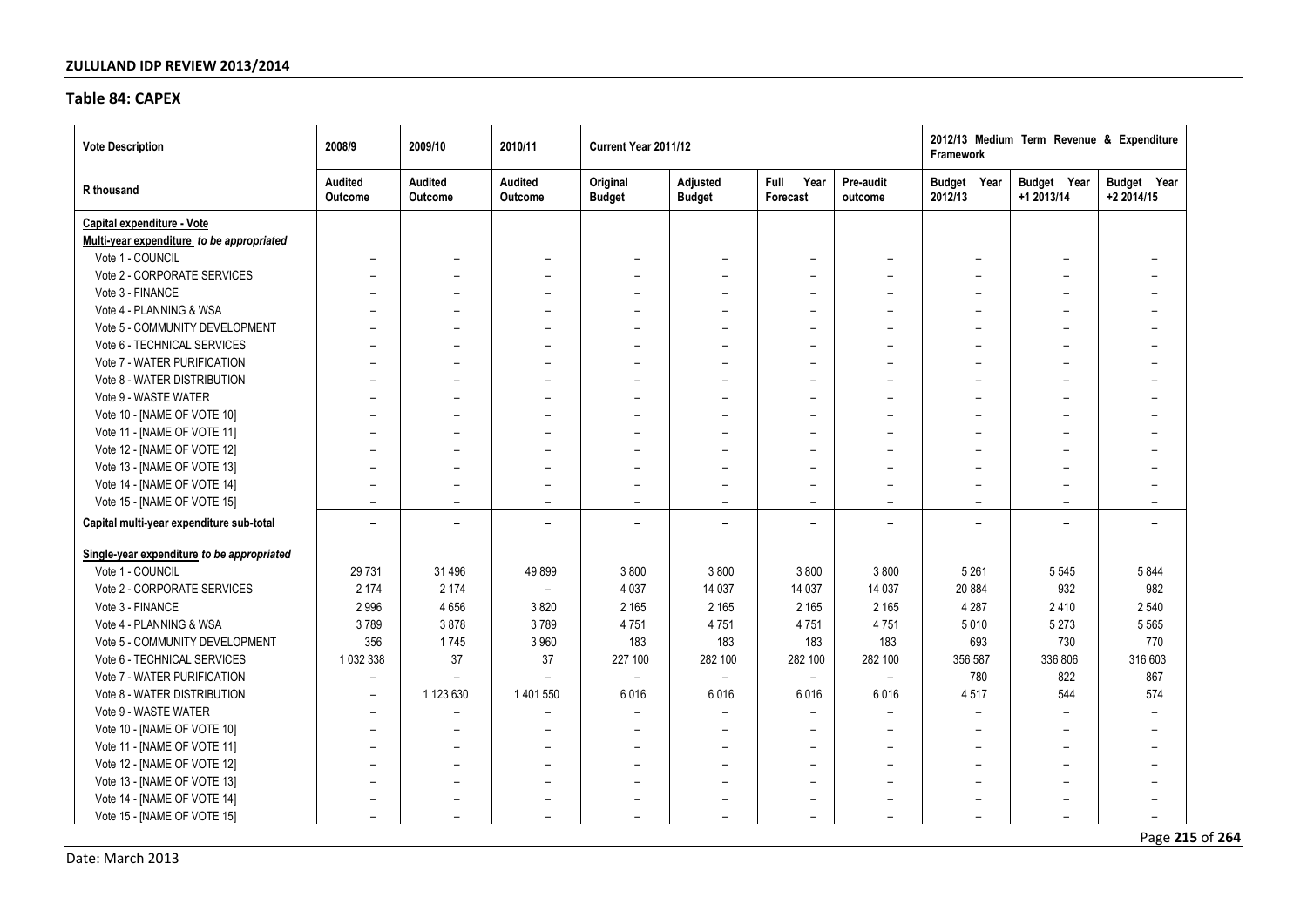## Table 84: CAPEX

| Vote Description | 2008/9 | 2009/10 | 2010/11 | Current Year 2011/12 | | | | 2012/13 Medium Term Revenue & Expenditure Framework | | |
|---|---|---|---|---|---|---|---|---|---|---|
| R thousand | Audited Outcome | Audited Outcome | Audited Outcome | Original Budget | Adjusted Budget | Full Year Forecast | Pre-audit outcome | Budget Year 2012/13 | Budget Year +1 2013/14 | Budget Year +2 2014/15 |
| **Capital expenditure - Vote** | | | | | | | | | | |
| **Multi-year expenditure** *to be appropriated* | | | | | | | | | | |
| Vote 1 - COUNCIL | – | – | – | – | – | – | – | – | – | – |
| Vote 2 - CORPORATE SERVICES | – | – | – | – | – | – | – | – | – | – |
| Vote 3 - FINANCE | – | – | – | – | – | – | – | – | – | – |
| Vote 4 - PLANNING & WSA | – | – | – | – | – | – | – | – | – | – |
| Vote 5 - COMMUNITY DEVELOPMENT | – | – | – | – | – | – | – | – | – | – |
| Vote 6 - TECHNICAL SERVICES | – | – | – | – | – | – | – | – | – | – |
| Vote 7 - WATER PURIFICATION | – | – | – | – | – | – | – | – | – | – |
| Vote 8 - WATER DISTRIBUTION | – | – | – | – | – | – | – | – | – | – |
| Vote 9 - WASTE WATER | – | – | – | – | – | – | – | – | – | – |
| Vote 10 - [NAME OF VOTE 10] | – | – | – | – | – | – | – | – | – | – |
| Vote 11 - [NAME OF VOTE 11] | – | – | – | – | – | – | – | – | – | – |
| Vote 12 - [NAME OF VOTE 12] | – | – | – | – | – | – | – | – | – | – |
| Vote 13 - [NAME OF VOTE 13] | – | – | – | – | – | – | – | – | – | – |
| Vote 14 - [NAME OF VOTE 14] | – | – | – | – | – | – | – | – | – | – |
| Vote 15 - [NAME OF VOTE 15] | – | – | – | – | – | – | – | – | – | – |
| **Capital multi-year expenditure sub-total** | **–** | **–** | **–** | **–** | **–** | **–** | **–** | **–** | **–** | **–** |
| **Single-year expenditure** *to be appropriated* | | | | | | | | | | |
| Vote 1 - COUNCIL | 29 731 | 31 496 | 49 899 | 3 800 | 3 800 | 3 800 | 3 800 | 5 261 | 5 545 | 5 844 |
| Vote 2 - CORPORATE SERVICES | 2 174 | 2 174 | – | 4 037 | 14 037 | 14 037 | 14 037 | 20 884 | 932 | 982 |
| Vote 3 - FINANCE | 2 996 | 4 656 | 3 820 | 2 165 | 2 165 | 2 165 | 2 165 | 4 287 | 2 410 | 2 540 |
| Vote 4 - PLANNING & WSA | 3 789 | 3 878 | 3 789 | 4 751 | 4 751 | 4 751 | 4 751 | 5 010 | 5 273 | 5 565 |
| Vote 5 - COMMUNITY DEVELOPMENT | 356 | 1 745 | 3 960 | 183 | 183 | 183 | 183 | 693 | 730 | 770 |
| Vote 6 - TECHNICAL SERVICES | 1 032 338 | 37 | 37 | 227 100 | 282 100 | 282 100 | 282 100 | 356 587 | 336 806 | 316 603 |
| Vote 7 - WATER PURIFICATION | – | – | – | – | – | – | – | 780 | 822 | 867 |
| Vote 8 - WATER DISTRIBUTION | – | 1 123 630 | 1 401 550 | 6 016 | 6 016 | 6 016 | 6 016 | 4 517 | 544 | 574 |
| Vote 9 - WASTE WATER | – | – | – | – | – | – | – | – | – | – |
| Vote 10 - [NAME OF VOTE 10] | – | – | – | – | – | – | – | – | – | – |
| Vote 11 - [NAME OF VOTE 11] | – | – | – | – | – | – | – | – | – | – |
| Vote 12 - [NAME OF VOTE 12] | – | – | – | – | – | – | – | – | – | – |
| Vote 13 - [NAME OF VOTE 13] | – | – | – | – | – | – | – | – | – | – |
| Vote 14 - [NAME OF VOTE 14] | – | – | – | – | – | – | – | – | – | – |
| Vote 15 - [NAME OF VOTE 15] | – | – | – | – | – | – | – | – | – | – |

Date: March 2013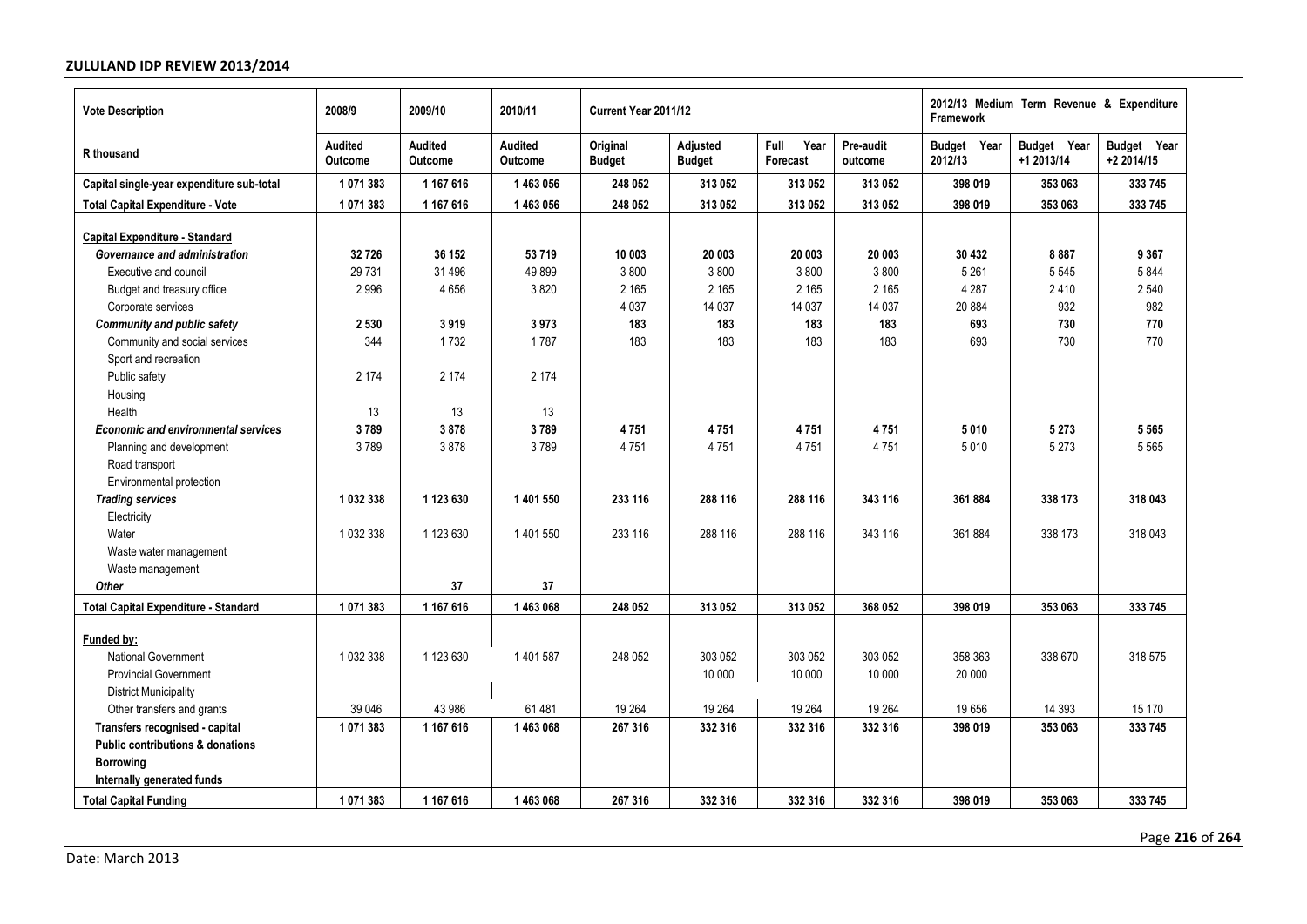| Vote Description | 2008/9 | 2009/10 | 2010/11 | Current Year 2011/12 | | | | 2012/13 Medium Term Revenue & Expenditure Framework | | |
|---|---|---|---|---|---|---|---|---|---|---|
| R thousand | Audited Outcome | Audited Outcome | Audited Outcome | Original Budget | Adjusted Budget | Full Year Forecast | Pre-audit outcome | Budget Year 2012/13 | Budget Year +1 2013/14 | Budget Year +2 2014/15 |
| **Capital single-year expenditure sub-total** | **1 071 383** | **1 167 616** | **1 463 056** | **248 052** | **313 052** | **313 052** | **313 052** | **398 019** | **353 063** | **333 745** |
| **Total Capital Expenditure - Vote** | **1 071 383** | **1 167 616** | **1 463 056** | **248 052** | **313 052** | **313 052** | **313 052** | **398 019** | **353 063** | **333 745** |
| | | | | | | | | | | |
| **Capital Expenditure - Standard** | | | | | | | | | | |
| ***Governance and administration*** | **32 726** | **36 152** | **53 719** | **10 003** | **20 003** | **20 003** | **20 003** | **30 432** | **8 887** | **9 367** |
| Executive and council | 29 731 | 31 496 | 49 899 | 3 800 | 3 800 | 3 800 | 3 800 | 5 261 | 5 545 | 5 844 |
| Budget and treasury office | 2 996 | 4 656 | 3 820 | 2 165 | 2 165 | 2 165 | 2 165 | 4 287 | 2 410 | 2 540 |
| Corporate services | | | | 4 037 | 14 037 | 14 037 | 14 037 | 20 884 | 932 | 982 |
| ***Community and public safety*** | **2 530** | **3 919** | **3 973** | **183** | **183** | **183** | **183** | **693** | **730** | **770** |
| Community and social services | 344 | 1 732 | 1 787 | 183 | 183 | 183 | 183 | 693 | 730 | 770 |
| Sport and recreation | | | | | | | | | | |
| Public safety | 2 174 | 2 174 | 2 174 | | | | | | | |
| Housing | | | | | | | | | | |
| Health | 13 | 13 | 13 | | | | | | | |
| ***Economic and environmental services*** | **3 789** | **3 878** | **3 789** | **4 751** | **4 751** | **4 751** | **4 751** | **5 010** | **5 273** | **5 565** |
| Planning and development | 3 789 | 3 878 | 3 789 | 4 751 | 4 751 | 4 751 | 4 751 | 5 010 | 5 273 | 5 565 |
| Road transport | | | | | | | | | | |
| Environmental protection | | | | | | | | | | |
| ***Trading services*** | **1 032 338** | **1 123 630** | **1 401 550** | **233 116** | **288 116** | **288 116** | **343 116** | **361 884** | **338 173** | **318 043** |
| Electricity | | | | | | | | | | |
| Water | 1 032 338 | 1 123 630 | 1 401 550 | 233 116 | 288 116 | 288 116 | 343 116 | 361 884 | 338 173 | 318 043 |
| Waste water management | | | | | | | | | | |
| Waste management | | | | | | | | | | |
| ***Other*** | | **37** | **37** | | | | | | | |
| **Total Capital Expenditure - Standard** | **1 071 383** | **1 167 616** | **1 463 068** | **248 052** | **313 052** | **313 052** | **368 052** | **398 019** | **353 063** | **333 745** |
| | | | | | | | | | | |
| **Funded by:** | | | | | | | | | | |
| National Government | 1 032 338 | 1 123 630 | 1 401 587 | 248 052 | 303 052 | 303 052 | 303 052 | 358 363 | 338 670 | 318 575 |
| Provincial Government | | | | | 10 000 | 10 000 | 10 000 | 20 000 | | |
| District Municipality | | | | | | | | | | |
| Other transfers and grants | 39 046 | 43 986 | 61 481 | 19 264 | 19 264 | 19 264 | 19 264 | 19 656 | 14 393 | 15 170 |
| **Transfers recognised - capital** | **1 071 383** | **1 167 616** | **1 463 068** | **267 316** | **332 316** | **332 316** | **332 316** | **398 019** | **353 063** | **333 745** |
| **Public contributions & donations** | | | | | | | | | | |
| **Borrowing** | | | | | | | | | | |
| **Internally generated funds** | | | | | | | | | | |
| **Total Capital Funding** | **1 071 383** | **1 167 616** | **1 463 068** | **267 316** | **332 316** | **332 316** | **332 316** | **398 019** | **353 063** | **333 745** |